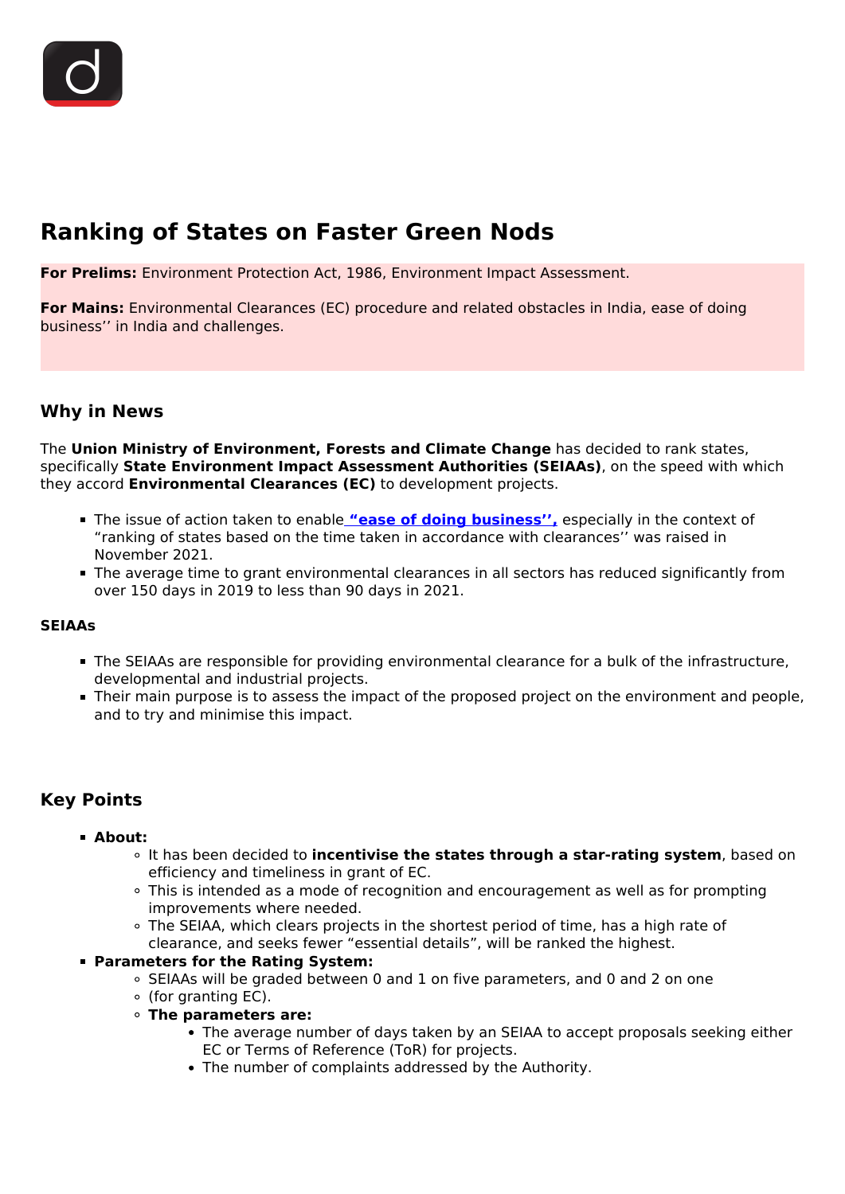# Ranking of States on Faster Green Nods

**For Prelims:** Environment Protection Act, 1986, Environment Impact Assessment.

**For Mains:** Environmental Clearances (EC) procedure and related obstacles in India, ease of doing business'' in India and challenges.

## Why in News

The **Union Ministry of Environment, Forests and Climate Change** has decided to rank states, specifically **State Environment Impact Assessment Authorities (SEIAAs)**, on the speed with which they accord **Environmental Clearances (EC)** to development projects.

- The issue of action taken to enable **"ease of doing business'',** especially in the context of "ranking of states based on the time taken in accordance with clearances'' was raised in November 2021.
- The average time to grant environmental clearances in all sectors has reduced significantly from over 150 days in 2019 to less than 90 days in 2021.

### SEIAAs

- The SEIAAs are responsible for providing environmental clearance for a bulk of the infrastructure, developmental and industrial projects.
- Their main purpose is to assess the impact of the proposed project on the environment and people, and to try and minimise this impact.

## Key Points

- **About:**
  - It has been decided to **incentivise the states through a star-rating system**, based on efficiency and timeliness in grant of EC.
  - This is intended as a mode of recognition and encouragement as well as for prompting improvements where needed.
  - The SEIAA, which clears projects in the shortest period of time, has a high rate of clearance, and seeks fewer "essential details", will be ranked the highest.
- **Parameters for the Rating System:**
  - SEIAAs will be graded between 0 and 1 on five parameters, and 0 and 2 on one
  - (for granting EC).
  - **The parameters are:**
    - The average number of days taken by an SEIAA to accept proposals seeking either EC or Terms of Reference (ToR) for projects.
    - The number of complaints addressed by the Authority.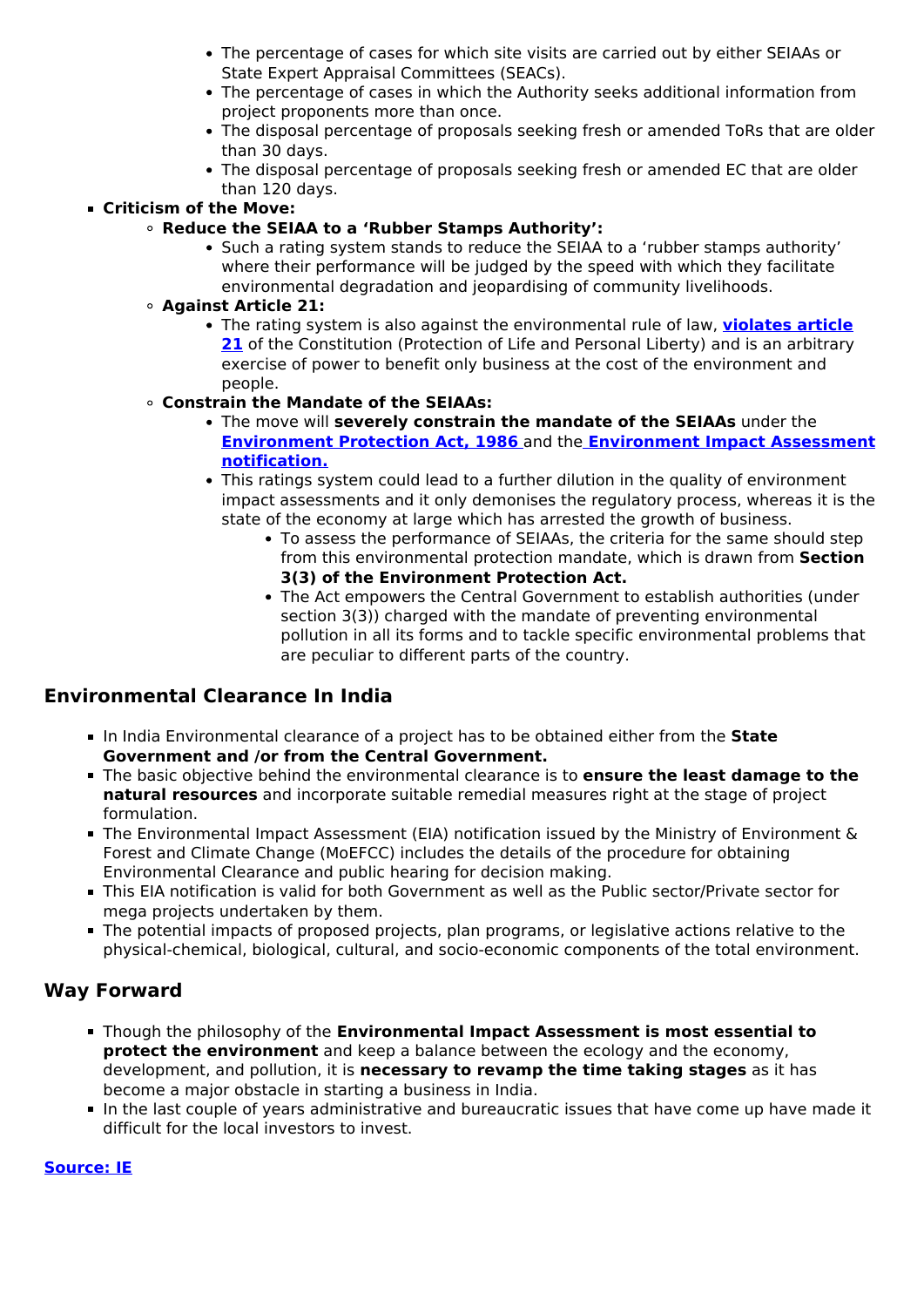- The percentage of cases for which site visits are carried out by either SEIAAs or State Expert Appraisal Committees (SEACs).
            - The percentage of cases in which the Authority seeks additional information from project proponents more than once.
            - The disposal percentage of proposals seeking fresh or amended ToRs that are older than 30 days.
            - The disposal percentage of proposals seeking fresh or amended EC that are older than 120 days.
- **Criticism of the Move:**
    - **Reduce the SEIAA to a 'Rubber Stamps Authority':**
        - Such a rating system stands to reduce the SEIAA to a 'rubber stamps authority' where their performance will be judged by the speed with which they facilitate environmental degradation and jeopardising of community livelihoods.
    - **Against Article 21:**
        - The rating system is also against the environmental rule of law, **violates article 21** of the Constitution (Protection of Life and Personal Liberty) and is an arbitrary exercise of power to benefit only business at the cost of the environment and people.
    - **Constrain the Mandate of the SEIAAs:**
        - The move will **severely constrain the mandate of the SEIAAs** under the **Environment Protection Act, 1986** and the **Environment Impact Assessment notification.**
        - This ratings system could lead to a further dilution in the quality of environment impact assessments and it only demonises the regulatory process, whereas it is the state of the economy at large which has arrested the growth of business.
            - To assess the performance of SEIAAs, the criteria for the same should step from this environmental protection mandate, which is drawn from **Section 3(3) of the Environment Protection Act.**
            - The Act empowers the Central Government to establish authorities (under section 3(3)) charged with the mandate of preventing environmental pollution in all its forms and to tackle specific environmental problems that are peculiar to different parts of the country.

## Environmental Clearance In India

- In India Environmental clearance of a project has to be obtained either from the **State Government and /or from the Central Government.**
- The basic objective behind the environmental clearance is to **ensure the least damage to the natural resources** and incorporate suitable remedial measures right at the stage of project formulation.
- The Environmental Impact Assessment (EIA) notification issued by the Ministry of Environment & Forest and Climate Change (MoEFCC) includes the details of the procedure for obtaining Environmental Clearance and public hearing for decision making.
- This EIA notification is valid for both Government as well as the Public sector/Private sector for mega projects undertaken by them.
- The potential impacts of proposed projects, plan programs, or legislative actions relative to the physical-chemical, biological, cultural, and socio-economic components of the total environment.

## Way Forward

- Though the philosophy of the **Environmental Impact Assessment is most essential to protect the environment** and keep a balance between the ecology and the economy, development, and pollution, it is **necessary to revamp the time taking stages** as it has become a major obstacle in starting a business in India.
- In the last couple of years administrative and bureaucratic issues that have come up have made it difficult for the local investors to invest.

**Source: IE**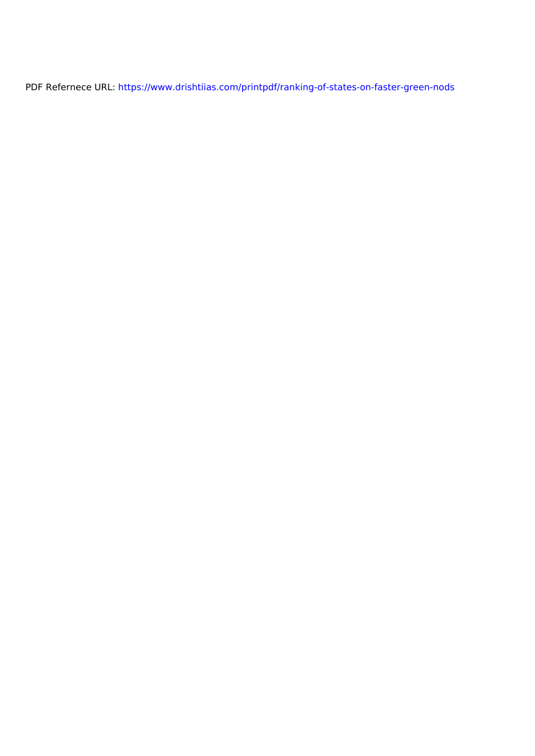PDF Refernece URL: https://www.drishtiias.com/printpdf/ranking-of-states-on-faster-green-nods